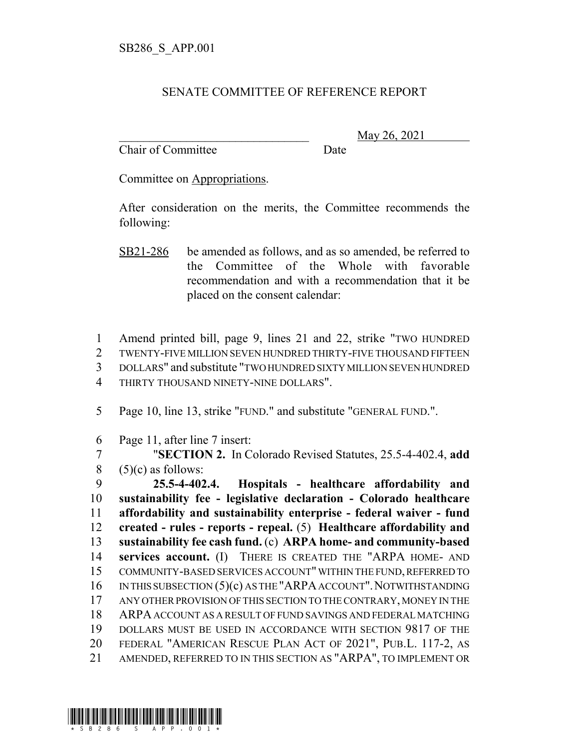SB286_S_APP.001

# SENATE COMMITTEE OF REFERENCE REPORT

\_\_\_\_\_\_\_\_\_\_\_\_\_\_\_\_\_\_\_\_\_\_\_\_\_\_\_\_\_\_\_\_ May 26, 2021
Chair of Committee Date

Committee on Appropriations.

After consideration on the merits, the Committee recommends the following:

SB21-286 be amended as follows, and as so amended, be referred to the Committee of the Whole with favorable recommendation and with a recommendation that it be placed on the consent calendar:

1 Amend printed bill, page 9, lines 21 and 22, strike "TWO HUNDRED
2 TWENTY-FIVE MILLION SEVEN HUNDRED THIRTY-FIVE THOUSAND FIFTEEN
3 DOLLARS" and substitute "TWO HUNDRED SIXTY MILLION SEVEN HUNDRED
4 THIRTY THOUSAND NINETY-NINE DOLLARS".

5 Page 10, line 13, strike "FUND." and substitute "GENERAL FUND.".

6 Page 11, after line 7 insert:
7 "**SECTION 2.** In Colorado Revised Statutes, 25.5-4-402.4, **add**
8 (5)(c) as follows:
9 **25.5-4-402.4. Hospitals - healthcare affordability and**
10 **sustainability fee - legislative declaration - Colorado healthcare**
11 **affordability and sustainability enterprise - federal waiver - fund**
12 **created - rules - reports - repeal.** (5) **Healthcare affordability and**
13 **sustainability fee cash fund.** (c) **ARPA home- and community-based**
14 **services account.** (I) THERE IS CREATED THE "ARPA HOME- AND
15 COMMUNITY-BASED SERVICES ACCOUNT" WITHIN THE FUND, REFERRED TO
16 IN THIS SUBSECTION (5)(c) AS THE "ARPA ACCOUNT". NOTWITHSTANDING
17 ANY OTHER PROVISION OF THIS SECTION TO THE CONTRARY, MONEY IN THE
18 ARPA ACCOUNT AS A RESULT OF FUND SAVINGS AND FEDERAL MATCHING
19 DOLLARS MUST BE USED IN ACCORDANCE WITH SECTION 9817 OF THE
20 FEDERAL "AMERICAN RESCUE PLAN ACT OF 2021", PUB.L. 117-2, AS
21 AMENDED, REFERRED TO IN THIS SECTION AS "ARPA", TO IMPLEMENT OR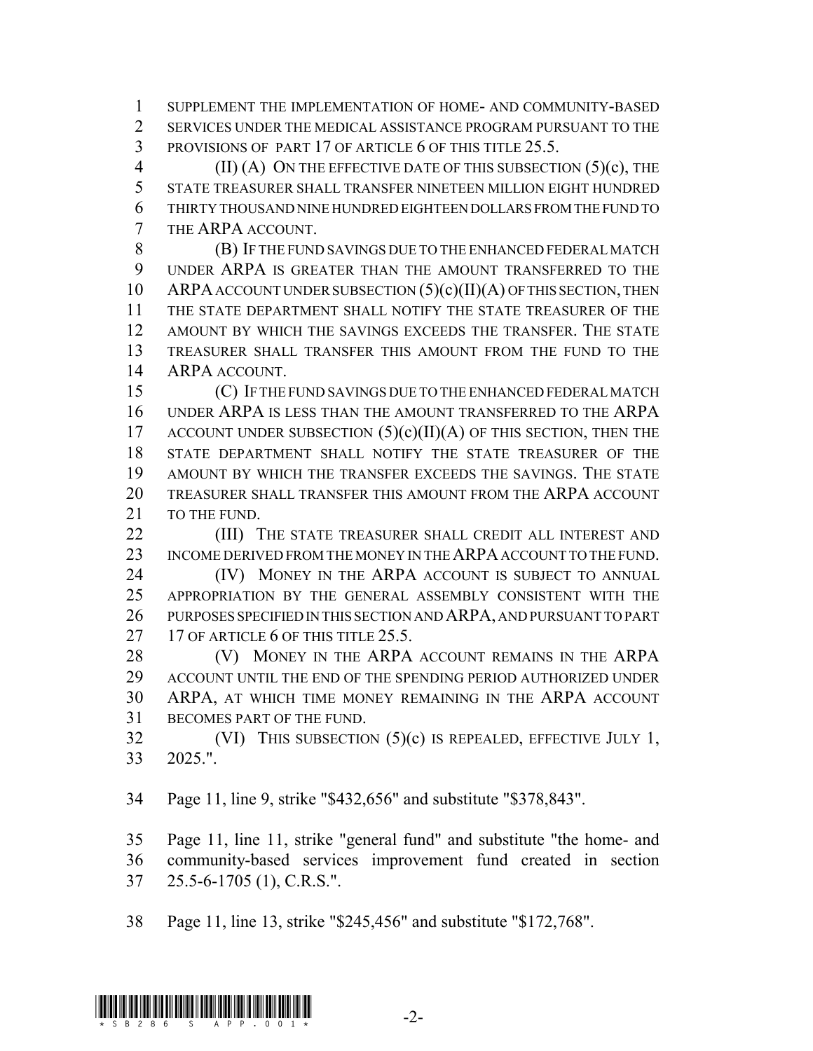SUPPLEMENT THE IMPLEMENTATION OF HOME- AND COMMUNITY-BASED SERVICES UNDER THE MEDICAL ASSISTANCE PROGRAM PURSUANT TO THE PROVISIONS OF PART 17 OF ARTICLE 6 OF THIS TITLE 25.5.

(II) (A) ON THE EFFECTIVE DATE OF THIS SUBSECTION (5)(c), THE STATE TREASURER SHALL TRANSFER NINETEEN MILLION EIGHT HUNDRED THIRTY THOUSAND NINE HUNDRED EIGHTEEN DOLLARS FROM THE FUND TO THE ARPA ACCOUNT.

(B) IF THE FUND SAVINGS DUE TO THE ENHANCED FEDERAL MATCH UNDER ARPA IS GREATER THAN THE AMOUNT TRANSFERRED TO THE ARPA ACCOUNT UNDER SUBSECTION (5)(c)(II)(A) OF THIS SECTION, THEN THE STATE DEPARTMENT SHALL NOTIFY THE STATE TREASURER OF THE AMOUNT BY WHICH THE SAVINGS EXCEEDS THE TRANSFER. THE STATE TREASURER SHALL TRANSFER THIS AMOUNT FROM THE FUND TO THE ARPA ACCOUNT.

(C) IF THE FUND SAVINGS DUE TO THE ENHANCED FEDERAL MATCH UNDER ARPA IS LESS THAN THE AMOUNT TRANSFERRED TO THE ARPA ACCOUNT UNDER SUBSECTION (5)(c)(II)(A) OF THIS SECTION, THEN THE STATE DEPARTMENT SHALL NOTIFY THE STATE TREASURER OF THE AMOUNT BY WHICH THE TRANSFER EXCEEDS THE SAVINGS. THE STATE TREASURER SHALL TRANSFER THIS AMOUNT FROM THE ARPA ACCOUNT TO THE FUND.

(III) THE STATE TREASURER SHALL CREDIT ALL INTEREST AND INCOME DERIVED FROM THE MONEY IN THE ARPA ACCOUNT TO THE FUND.

(IV) MONEY IN THE ARPA ACCOUNT IS SUBJECT TO ANNUAL APPROPRIATION BY THE GENERAL ASSEMBLY CONSISTENT WITH THE PURPOSES SPECIFIED IN THIS SECTION AND ARPA, AND PURSUANT TO PART 17 OF ARTICLE 6 OF THIS TITLE 25.5.

(V) MONEY IN THE ARPA ACCOUNT REMAINS IN THE ARPA ACCOUNT UNTIL THE END OF THE SPENDING PERIOD AUTHORIZED UNDER ARPA, AT WHICH TIME MONEY REMAINING IN THE ARPA ACCOUNT BECOMES PART OF THE FUND.

(VI) THIS SUBSECTION (5)(c) IS REPEALED, EFFECTIVE JULY 1, 2025.".

Page 11, line 9, strike "$432,656" and substitute "$378,843".

Page 11, line 11, strike "general fund" and substitute "the home- and community-based services improvement fund created in section 25.5-6-1705 (1), C.R.S.".

Page 11, line 13, strike "$245,456" and substitute "$172,768".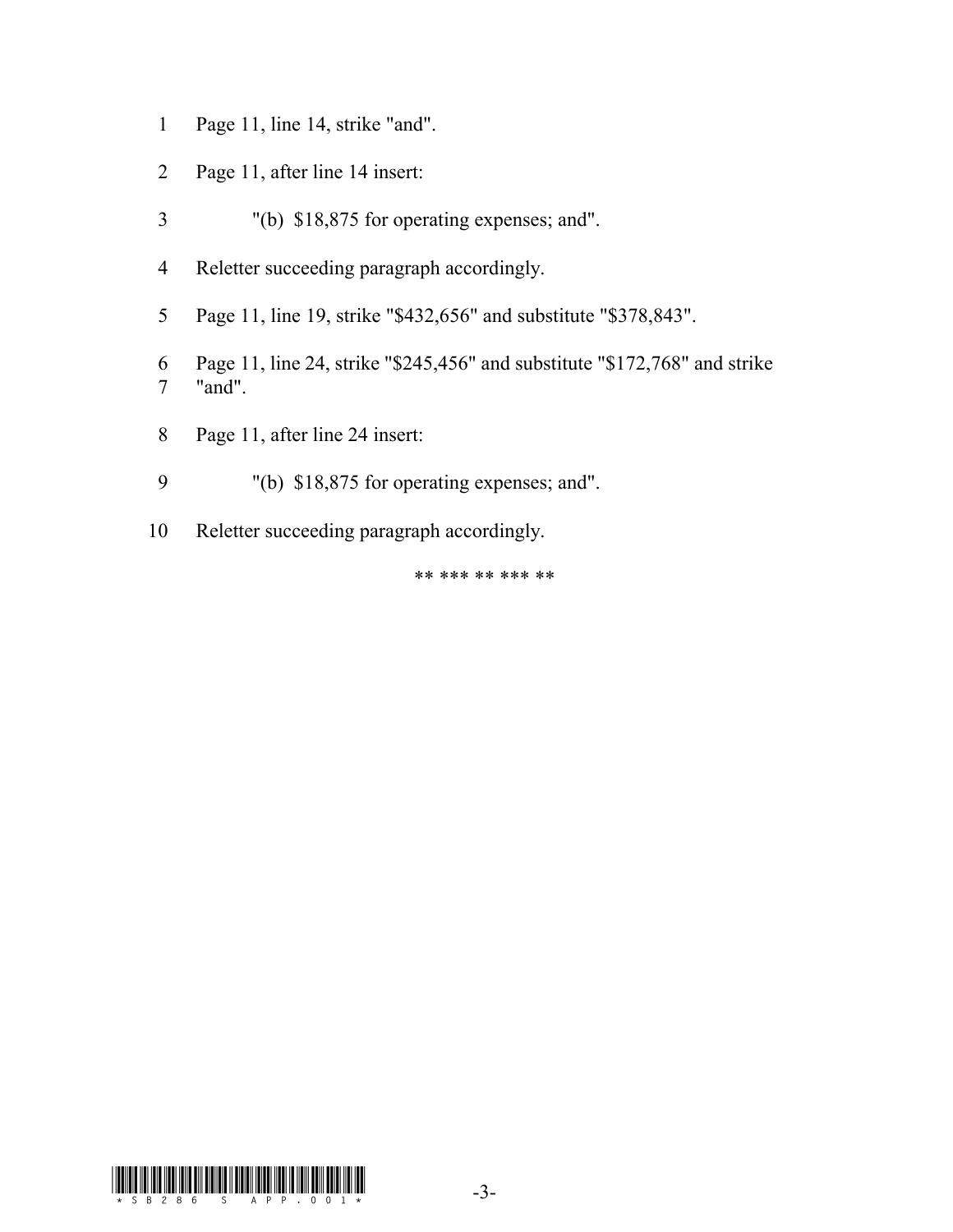Page 11, line 14, strike "and".

Page 11, after line 14 insert:

"(b) $18,875 for operating expenses; and".

Reletter succeeding paragraph accordingly.

Page 11, line 19, strike "$432,656" and substitute "$378,843".

Page 11, line 24, strike "$245,456" and substitute "$172,768" and strike "and".

Page 11, after line 24 insert:

"(b) $18,875 for operating expenses; and".

Reletter succeeding paragraph accordingly.

** *** ** *** **

*SB286 S APP.001*